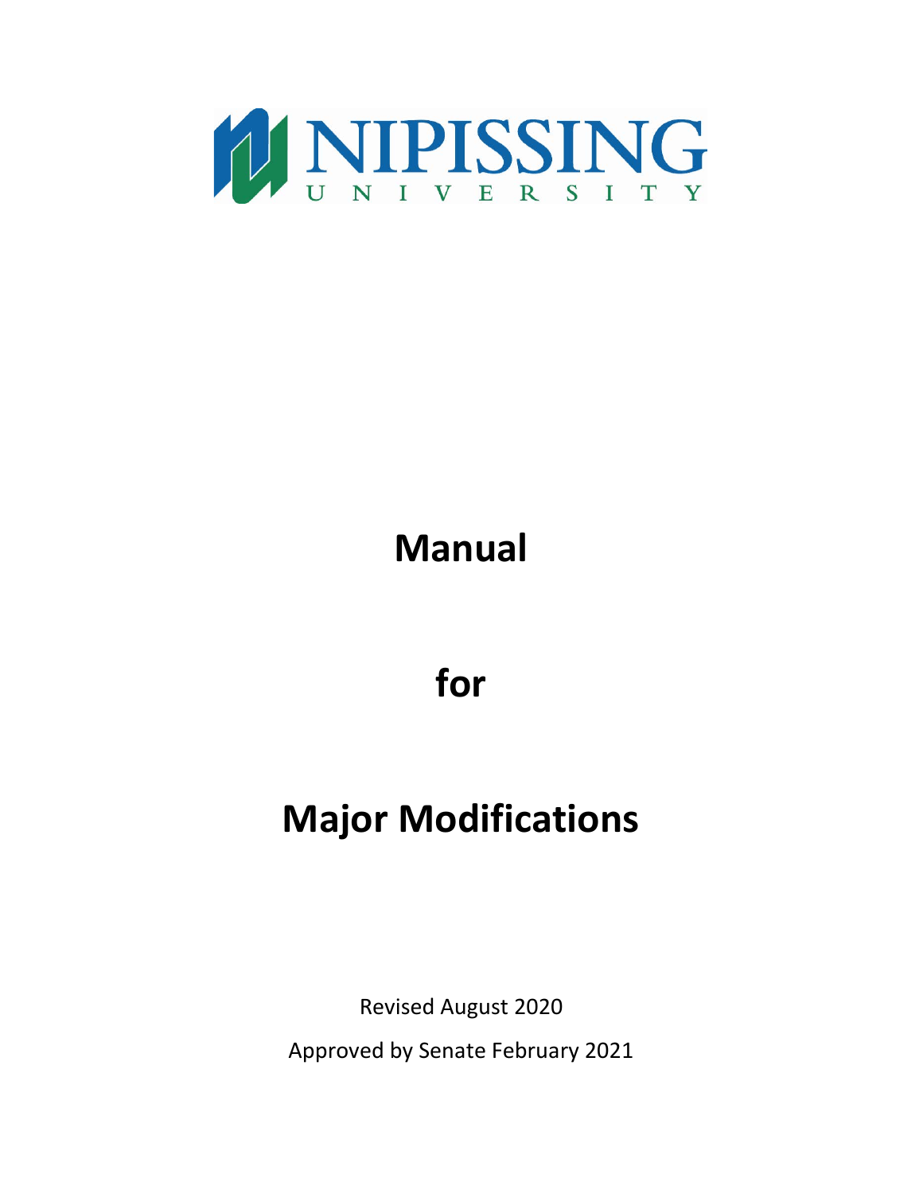NIPISSING UNIVERSITY

# Manual

# for

# Major Modifications

Revised August 2020

Approved by Senate February 2021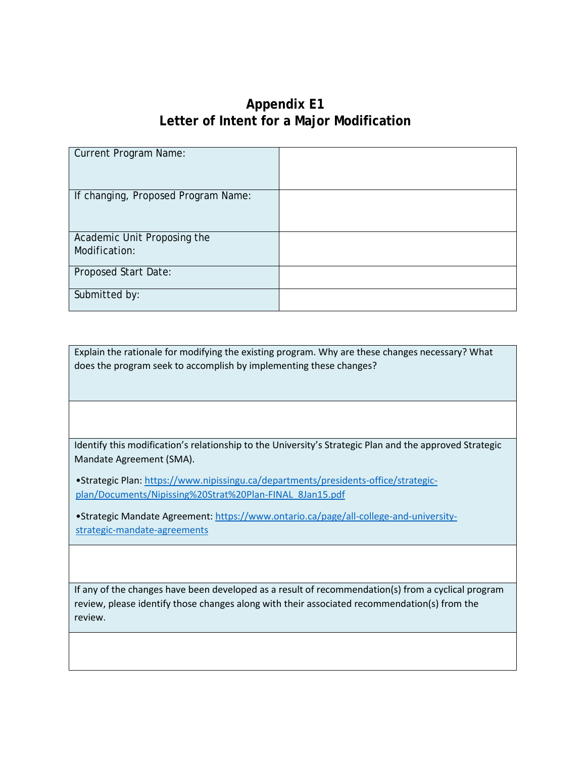# Appendix E1
# Letter of Intent for a Major Modification

| | |
|---|---|
| Current Program Name: | |
| If changing, Proposed Program Name: | |
| Academic Unit Proposing the Modification: | |
| Proposed Start Date: | |
| Submitted by: | |

| |
|---|
| Explain the rationale for modifying the existing program. Why are these changes necessary? What does the program seek to accomplish by implementing these changes? |
| |
| Identify this modification's relationship to the University's Strategic Plan and the approved Strategic Mandate Agreement (SMA).<br><br>•Strategic Plan: [https://www.nipissingu.ca/departments/presidents-office/strategic-plan/Documents/Nipissing%20Strat%20Plan-FINAL_8Jan15.pdf](https://www.nipissingu.ca/departments/presidents-office/strategic-plan/Documents/Nipissing%20Strat%20Plan-FINAL_8Jan15.pdf)<br><br>•Strategic Mandate Agreement: [https://www.ontario.ca/page/all-college-and-university-strategic-mandate-agreements](https://www.ontario.ca/page/all-college-and-university-strategic-mandate-agreements) |
| |
| If any of the changes have been developed as a result of recommendation(s) from a cyclical program review, please identify those changes along with their associated recommendation(s) from the review. |
| |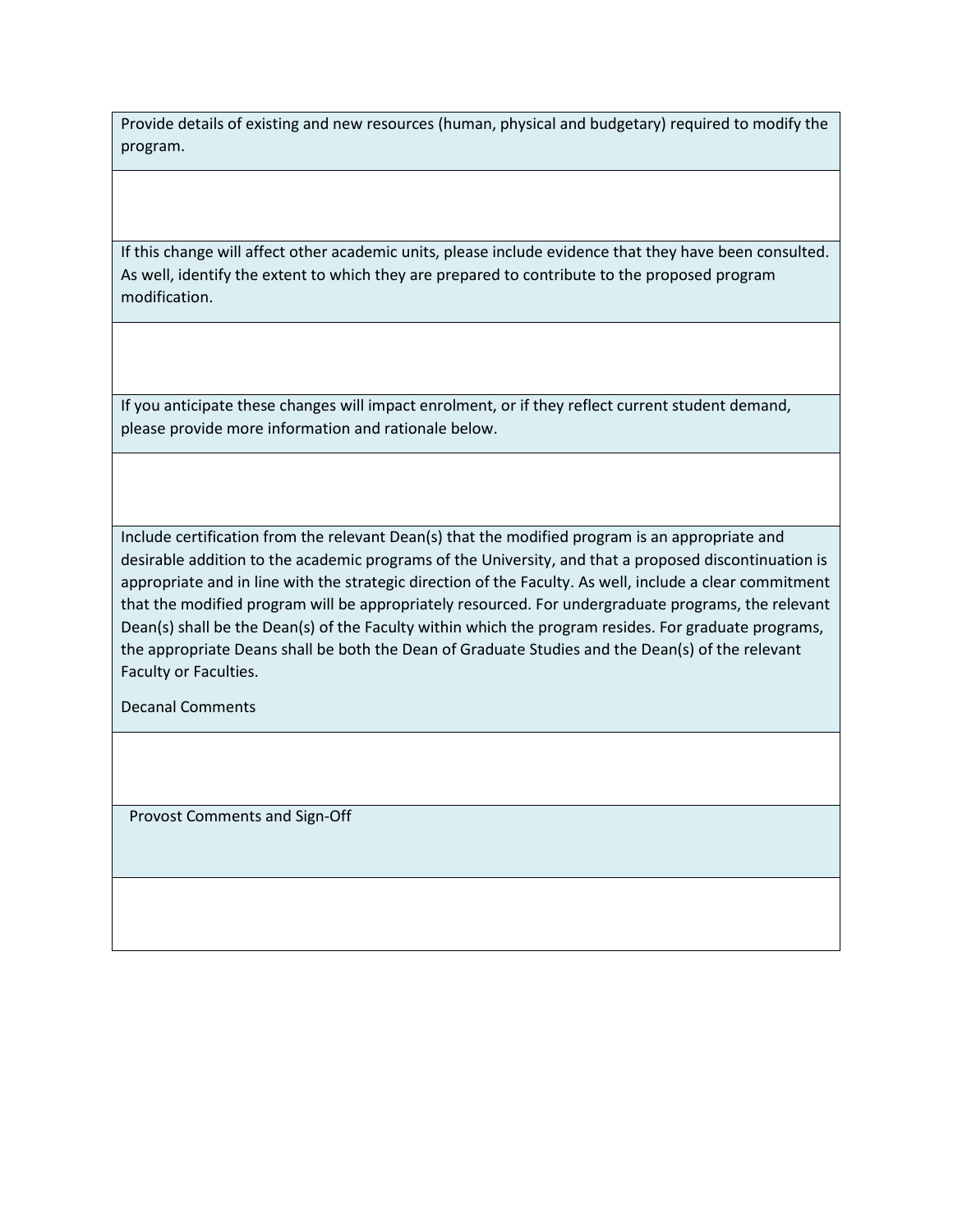| Provide details of existing and new resources (human, physical and budgetary) required to modify the program. |
| --- |
| |
| If this change will affect other academic units, please include evidence that they have been consulted. As well, identify the extent to which they are prepared to contribute to the proposed program modification. |
| |
| If you anticipate these changes will impact enrolment, or if they reflect current student demand, please provide more information and rationale below. |
| |
| Include certification from the relevant Dean(s) that the modified program is an appropriate and desirable addition to the academic programs of the University, and that a proposed discontinuation is appropriate and in line with the strategic direction of the Faculty. As well, include a clear commitment that the modified program will be appropriately resourced. For undergraduate programs, the relevant Dean(s) shall be the Dean(s) of the Faculty within which the program resides. For graduate programs, the appropriate Deans shall be both the Dean of Graduate Studies and the Dean(s) of the relevant Faculty or Faculties.<br><br>Decanal Comments |
| |
| Provost Comments and Sign-Off |
| |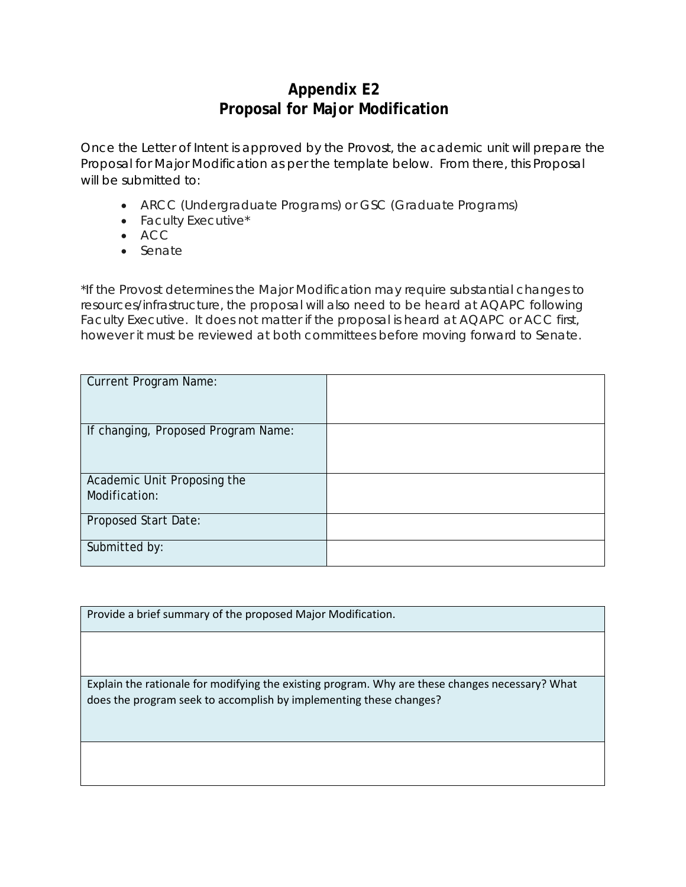# Appendix E2
# Proposal for Major Modification

Once the Letter of Intent is approved by the Provost, the academic unit will prepare the Proposal for Major Modification as per the template below. From there, this Proposal will be submitted to:

- ARCC (Undergraduate Programs) or GSC (Graduate Programs)
- Faculty Executive*
- ACC
- Senate

*If the Provost determines the Major Modification may require substantial changes to resources/infrastructure, the proposal will also need to be heard at AQAPC following Faculty Executive. It does not matter if the proposal is heard at AQAPC or ACC first, however it must be reviewed at both committees before moving forward to Senate.

| | |
|---|---|
| Current Program Name: | |
| If changing, Proposed Program Name: | |
| Academic Unit Proposing the Modification: | |
| Proposed Start Date: | |
| Submitted by: | |

| |
|---|
| Provide a brief summary of the proposed Major Modification. |
| |
| Explain the rationale for modifying the existing program. Why are these changes necessary? What does the program seek to accomplish by implementing these changes? |
| |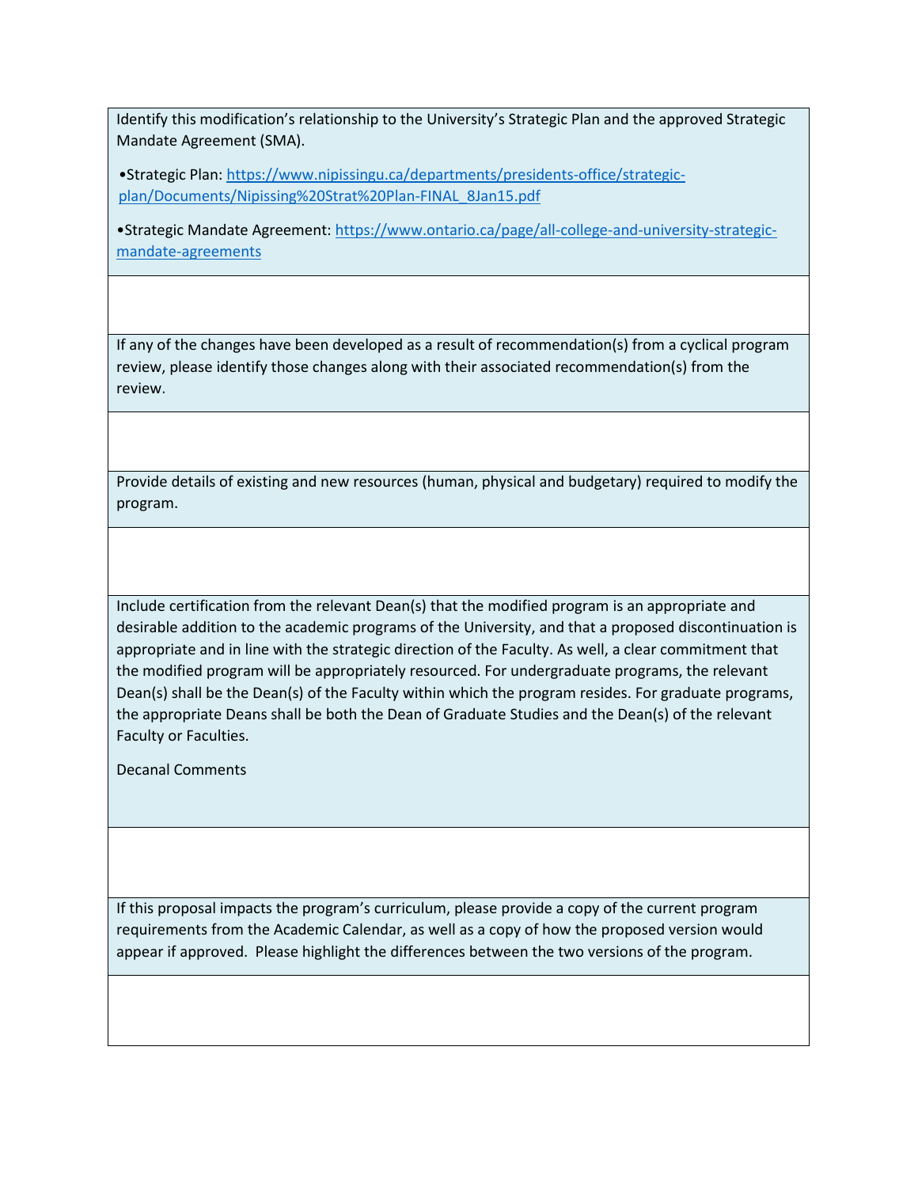| |
|---|
| Identify this modification's relationship to the University's Strategic Plan and the approved Strategic Mandate Agreement (SMA).<br><br>•Strategic Plan: [https://www.nipissingu.ca/departments/presidents-office/strategic-plan/Documents/Nipissing%20Strat%20Plan-FINAL_8Jan15.pdf](https://www.nipissingu.ca/departments/presidents-office/strategic-plan/Documents/Nipissing%20Strat%20Plan-FINAL_8Jan15.pdf)<br><br>•Strategic Mandate Agreement: [https://www.ontario.ca/page/all-college-and-university-strategic-mandate-agreements](https://www.ontario.ca/page/all-college-and-university-strategic-mandate-agreements) |
| |
| If any of the changes have been developed as a result of recommendation(s) from a cyclical program review, please identify those changes along with their associated recommendation(s) from the review. |
| |
| Provide details of existing and new resources (human, physical and budgetary) required to modify the program. |
| |
| Include certification from the relevant Dean(s) that the modified program is an appropriate and desirable addition to the academic programs of the University, and that a proposed discontinuation is appropriate and in line with the strategic direction of the Faculty. As well, a clear commitment that the modified program will be appropriately resourced. For undergraduate programs, the relevant Dean(s) shall be the Dean(s) of the Faculty within which the program resides. For graduate programs, the appropriate Deans shall be both the Dean of Graduate Studies and the Dean(s) of the relevant Faculty or Faculties.<br><br>Decanal Comments |
| |
| If this proposal impacts the program's curriculum, please provide a copy of the current program requirements from the Academic Calendar, as well as a copy of how the proposed version would appear if approved. Please highlight the differences between the two versions of the program. |
| |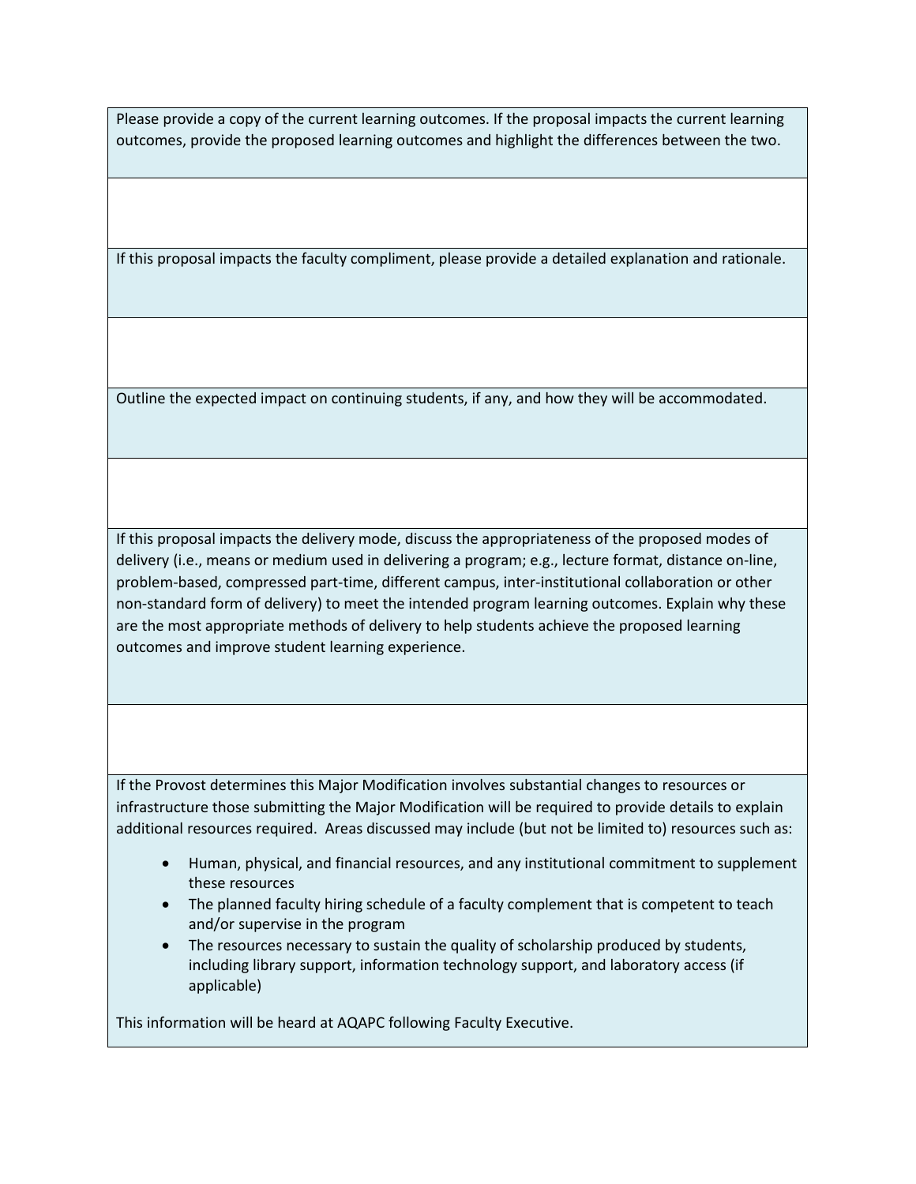| |
|---|
| Please provide a copy of the current learning outcomes. If the proposal impacts the current learning outcomes, provide the proposed learning outcomes and highlight the differences between the two. |
| |
| If this proposal impacts the faculty compliment, please provide a detailed explanation and rationale. |
| |
| Outline the expected impact on continuing students, if any, and how they will be accommodated. |
| |
| If this proposal impacts the delivery mode, discuss the appropriateness of the proposed modes of delivery (i.e., means or medium used in delivering a program; e.g., lecture format, distance on-line, problem-based, compressed part-time, different campus, inter-institutional collaboration or other non-standard form of delivery) to meet the intended program learning outcomes. Explain why these are the most appropriate methods of delivery to help students achieve the proposed learning outcomes and improve student learning experience. |
| |
| If the Provost determines this Major Modification involves substantial changes to resources or infrastructure those submitting the Major Modification will be required to provide details to explain additional resources required. Areas discussed may include (but not be limited to) resources such as:<br>• Human, physical, and financial resources, and any institutional commitment to supplement these resources<br>• The planned faculty hiring schedule of a faculty complement that is competent to teach and/or supervise in the program<br>• The resources necessary to sustain the quality of scholarship produced by students, including library support, information technology support, and laboratory access (if applicable)<br><br>This information will be heard at AQAPC following Faculty Executive. |